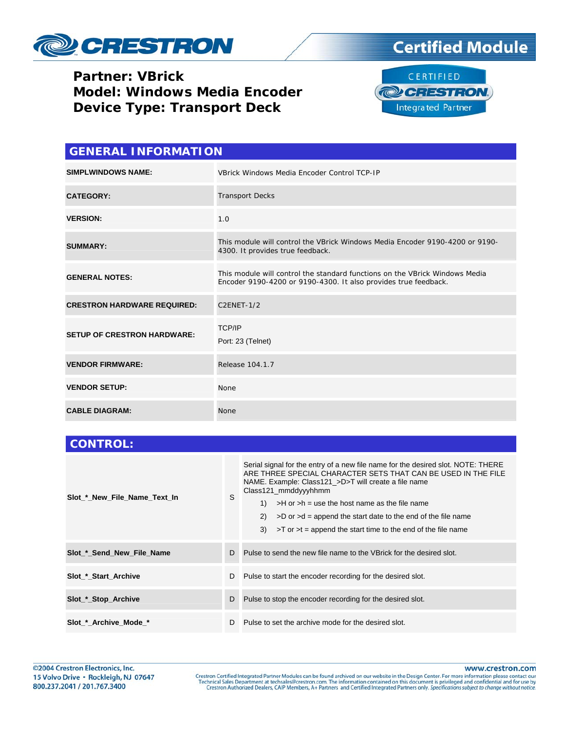CRESTRON

Certified Module

**Partner: VBrick**
**Model: Windows Media Encoder**
**Device Type: Transport Deck**

CERTIFIED CRESTRON Integrated Partner

## GENERAL INFORMATION

| | |
|---|---|
| **SIMPLWINDOWS NAME:** | VBrick Windows Media Encoder Control TCP-IP |
| **CATEGORY:** | Transport Decks |
| **VERSION:** | 1.0 |
| **SUMMARY:** | This module will control the VBrick Windows Media Encoder 9190-4200 or 9190-4300. It provides true feedback. |
| **GENERAL NOTES:** | This module will control the standard functions on the VBrick Windows Media Encoder 9190-4200 or 9190-4300. It also provides true feedback. |
| **CRESTRON HARDWARE REQUIRED:** | C2ENET-1/2 |
| **SETUP OF CRESTRON HARDWARE:** | TCP/IP<br>Port: 23 (Telnet) |
| **VENDOR FIRMWARE:** | Release 104.1.7 |
| **VENDOR SETUP:** | None |
| **CABLE DIAGRAM:** | None |

## CONTROL:

| | | |
|---|---|---|
| **Slot_*_New_File_Name_Text_In** | S | Serial signal for the entry of a new file name for the desired slot. NOTE: THERE ARE THREE SPECIAL CHARACTER SETS THAT CAN BE USED IN THE FILE NAME. Example: Class121_>D>T will create a file name Class121_mmddyyyhhmm<br>1) >H or >h = use the host name as the file name<br>2) >D or >d = append the start date to the end of the file name<br>3) >T or >t = append the start time to the end of the file name |
| **Slot_*_Send_New_File_Name** | D | Pulse to send the new file name to the VBrick for the desired slot. |
| **Slot_*_Start_Archive** | D | Pulse to start the encoder recording for the desired slot. |
| **Slot_*_Stop_Archive** | D | Pulse to stop the encoder recording for the desired slot. |
| **Slot_*_Archive_Mode_*** | D | Pulse to set the archive mode for the desired slot. |

©2004 Crestron Electronics, Inc.
15 Volvo Drive · Rockleigh, NJ 07647
800.237.2041 / 201.767.3400

www.crestron.com
Crestron Certified Integrated Partner Modules can be found archived on our website in the Design Center. For more information please contact our Technical Sales Department at techsales@crestron.com. The information contained on this document is privileged and confidential and for use by Crestron Authorized Dealers, CAIP Members, A+ Partners and Certified Integrated Partners only. *Specifications subject to change without notice.*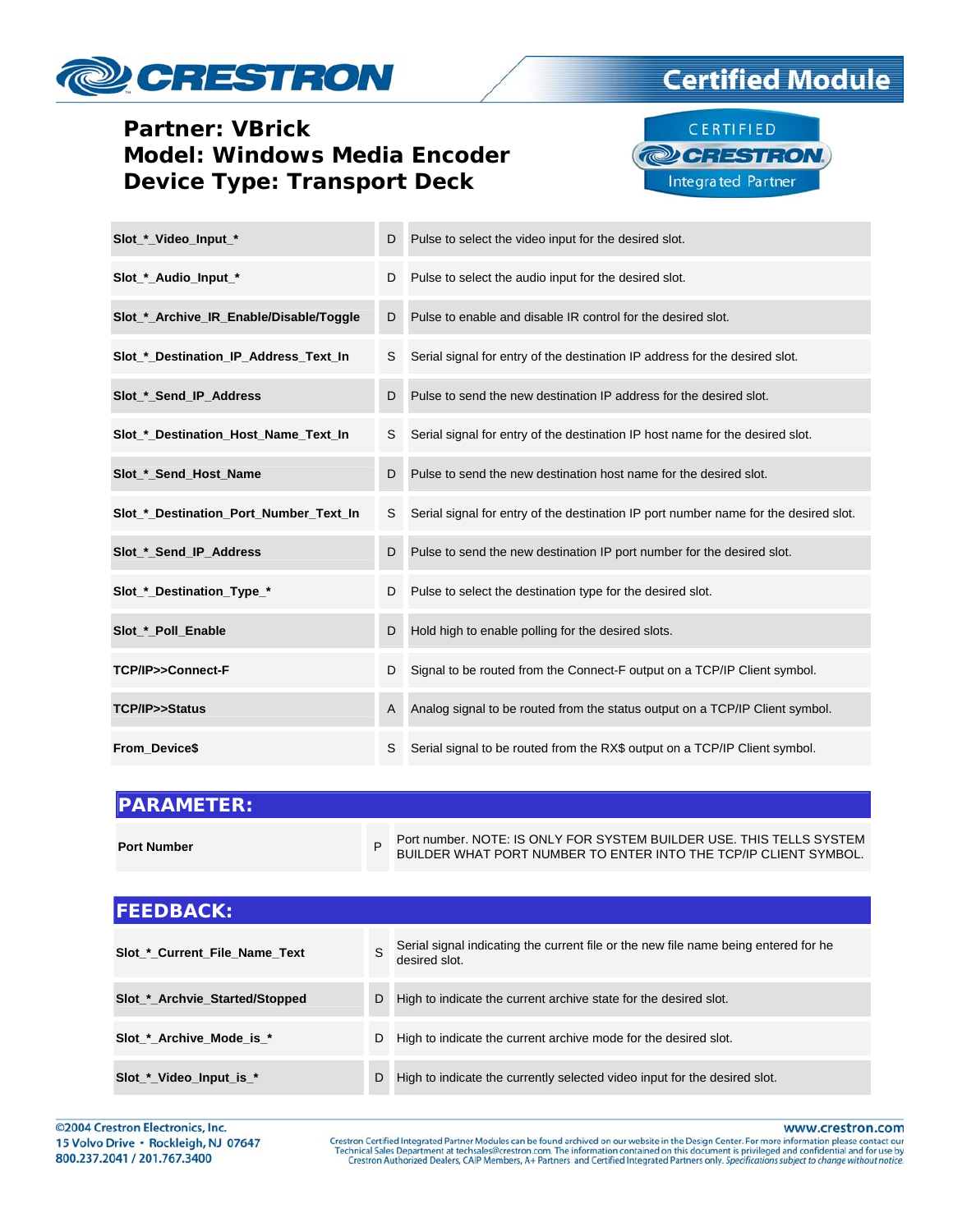**Partner: VBrick**
**Model: Windows Media Encoder**
**Device Type: Transport Deck**

| | | |
|---|---|---|
| **Slot_*_Video_Input_*** | D | Pulse to select the video input for the desired slot. |
| **Slot_*_Audio_Input_*** | D | Pulse to select the audio input for the desired slot. |
| **Slot_*_Archive_IR_Enable/Disable/Toggle** | D | Pulse to enable and disable IR control for the desired slot. |
| **Slot_*_Destination_IP_Address_Text_In** | S | Serial signal for entry of the destination IP address for the desired slot. |
| **Slot_*_Send_IP_Address** | D | Pulse to send the new destination IP address for the desired slot. |
| **Slot_*_Destination_Host_Name_Text_In** | S | Serial signal for entry of the destination IP host name for the desired slot. |
| **Slot_*_Send_Host_Name** | D | Pulse to send the new destination host name for the desired slot. |
| **Slot_*_Destination_Port_Number_Text_In** | S | Serial signal for entry of the destination IP port number name for the desired slot. |
| **Slot_*_Send_IP_Address** | D | Pulse to send the new destination IP port number for the desired slot. |
| **Slot_*_Destination_Type_*** | D | Pulse to select the destination type for the desired slot. |
| **Slot_*_Poll_Enable** | D | Hold high to enable polling for the desired slots. |
| **TCP/IP>>Connect-F** | D | Signal to be routed from the Connect-F output on a TCP/IP Client symbol. |
| **TCP/IP>>Status** | A | Analog signal to be routed from the status output on a TCP/IP Client symbol. |
| **From_Device$** | S | Serial signal to be routed from the RX$ output on a TCP/IP Client symbol. |

## PARAMETER:

| | | |
|---|---|---|
| **Port Number** | P | Port number. NOTE: IS ONLY FOR SYSTEM BUILDER USE. THIS TELLS SYSTEM BUILDER WHAT PORT NUMBER TO ENTER INTO THE TCP/IP CLIENT SYMBOL. |

## FEEDBACK:

| | | |
|---|---|---|
| **Slot_*_Current_File_Name_Text** | S | Serial signal indicating the current file or the new file name being entered for he desired slot. |
| **Slot_*_Archvie_Started/Stopped** | D | High to indicate the current archive state for the desired slot. |
| **Slot_*_Archive_Mode_is_*** | D | High to indicate the current archive mode for the desired slot. |
| **Slot_*_Video_Input_is_*** | D | High to indicate the currently selected video input for the desired slot. |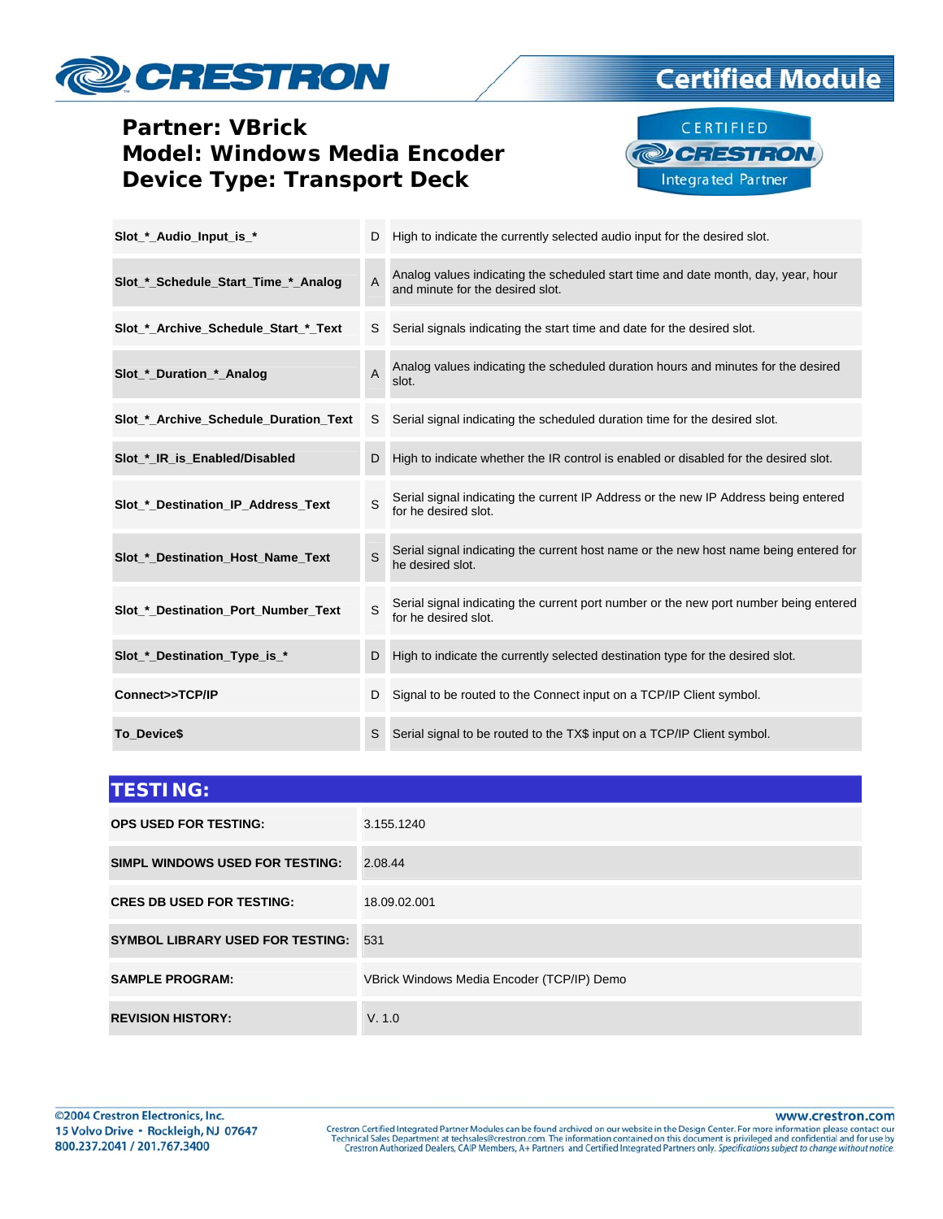**Partner: VBrick**
**Model: Windows Media Encoder**
**Device Type: Transport Deck**

| | | |
|---|---|---|
| **Slot_*_Audio_Input_is_*** | D | High to indicate the currently selected audio input for the desired slot. |
| **Slot_*_Schedule_Start_Time_*_Analog** | A | Analog values indicating the scheduled start time and date month, day, year, hour and minute for the desired slot. |
| **Slot_*_Archive_Schedule_Start_*_Text** | S | Serial signals indicating the start time and date for the desired slot. |
| **Slot_*_Duration_*_Analog** | A | Analog values indicating the scheduled duration hours and minutes for the desired slot. |
| **Slot_*_Archive_Schedule_Duration_Text** | S | Serial signal indicating the scheduled duration time for the desired slot. |
| **Slot_*_IR_is_Enabled/Disabled** | D | High to indicate whether the IR control is enabled or disabled for the desired slot. |
| **Slot_*_Destination_IP_Address_Text** | S | Serial signal indicating the current IP Address or the new IP Address being entered for he desired slot. |
| **Slot_*_Destination_Host_Name_Text** | S | Serial signal indicating the current host name or the new host name being entered for he desired slot. |
| **Slot_*_Destination_Port_Number_Text** | S | Serial signal indicating the current port number or the new port number being entered for he desired slot. |
| **Slot_*_Destination_Type_is_*** | D | High to indicate the currently selected destination type for the desired slot. |
| **Connect>>TCP/IP** | D | Signal to be routed to the Connect input on a TCP/IP Client symbol. |
| **To_Device$** | S | Serial signal to be routed to the TX$ input on a TCP/IP Client symbol. |

## TESTING:

| | |
|---|---|
| **OPS USED FOR TESTING:** | 3.155.1240 |
| **SIMPL WINDOWS USED FOR TESTING:** | 2.08.44 |
| **CRES DB USED FOR TESTING:** | 18.09.02.001 |
| **SYMBOL LIBRARY USED FOR TESTING:** | 531 |
| **SAMPLE PROGRAM:** | VBrick Windows Media Encoder (TCP/IP) Demo |
| **REVISION HISTORY:** | V. 1.0 |